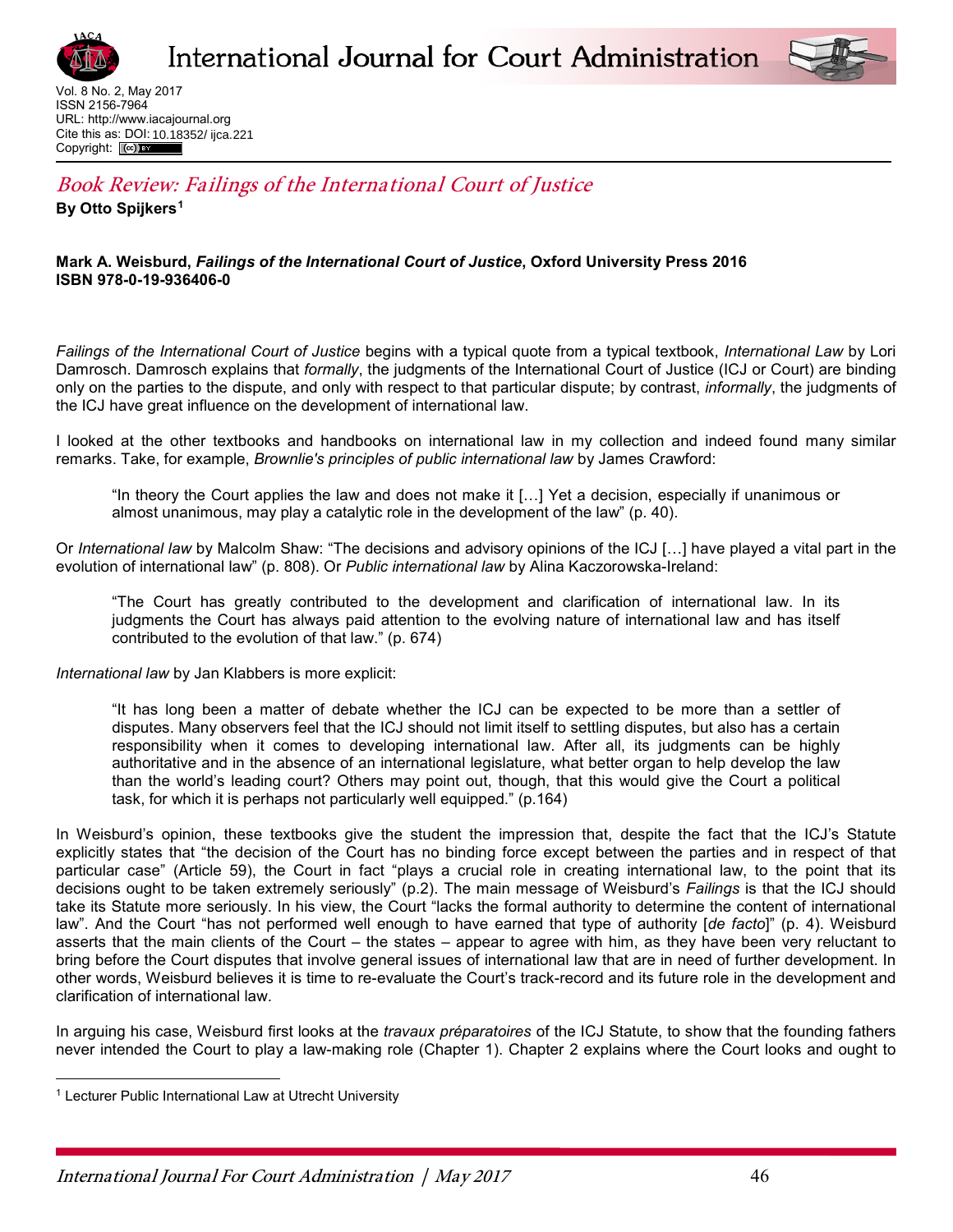# Book Review: Failings of the International Court of Justice

**By Otto Spijkers**[1]

**Mark A. Weisburd, *Failings of the International Court of Justice*, Oxford University Press 2016**
**ISBN 978-0-19-936406-0**

*Failings of the International Court of Justice* begins with a typical quote from a typical textbook, *International Law* by Lori Damrosch. Damrosch explains that *formally*, the judgments of the International Court of Justice (ICJ or Court) are binding only on the parties to the dispute, and only with respect to that particular dispute; by contrast, *informally*, the judgments of the ICJ have great influence on the development of international law.

I looked at the other textbooks and handbooks on international law in my collection and indeed found many similar remarks. Take, for example, *Brownlie's principles of public international law* by James Crawford:

> "In theory the Court applies the law and does not make it […] Yet a decision, especially if unanimous or almost unanimous, may play a catalytic role in the development of the law" (p. 40).

Or *International law* by Malcolm Shaw: "The decisions and advisory opinions of the ICJ […] have played a vital part in the evolution of international law" (p. 808). Or *Public international law* by Alina Kaczorowska-Ireland:

> "The Court has greatly contributed to the development and clarification of international law. In its judgments the Court has always paid attention to the evolving nature of international law and has itself contributed to the evolution of that law." (p. 674)

*International law* by Jan Klabbers is more explicit:

> "It has long been a matter of debate whether the ICJ can be expected to be more than a settler of disputes. Many observers feel that the ICJ should not limit itself to settling disputes, but also has a certain responsibility when it comes to developing international law. After all, its judgments can be highly authoritative and in the absence of an international legislature, what better organ to help develop the law than the world's leading court? Others may point out, though, that this would give the Court a political task, for which it is perhaps not particularly well equipped." (p.164)

In Weisburd's opinion, these textbooks give the student the impression that, despite the fact that the ICJ's Statute explicitly states that "the decision of the Court has no binding force except between the parties and in respect of that particular case" (Article 59), the Court in fact "plays a crucial role in creating international law, to the point that its decisions ought to be taken extremely seriously" (p.2). The main message of Weisburd's *Failings* is that the ICJ should take its Statute more seriously. In his view, the Court "lacks the formal authority to determine the content of international law". And the Court "has not performed well enough to have earned that type of authority [*de facto*]" (p. 4). Weisburd asserts that the main clients of the Court – the states – appear to agree with him, as they have been very reluctant to bring before the Court disputes that involve general issues of international law that are in need of further development. In other words, Weisburd believes it is time to re-evaluate the Court's track-record and its future role in the development and clarification of international law.

In arguing his case, Weisburd first looks at the *travaux préparatoires* of the ICJ Statute, to show that the founding fathers never intended the Court to play a law-making role (Chapter 1). Chapter 2 explains where the Court looks and ought to

[1] Lecturer Public International Law at Utrecht University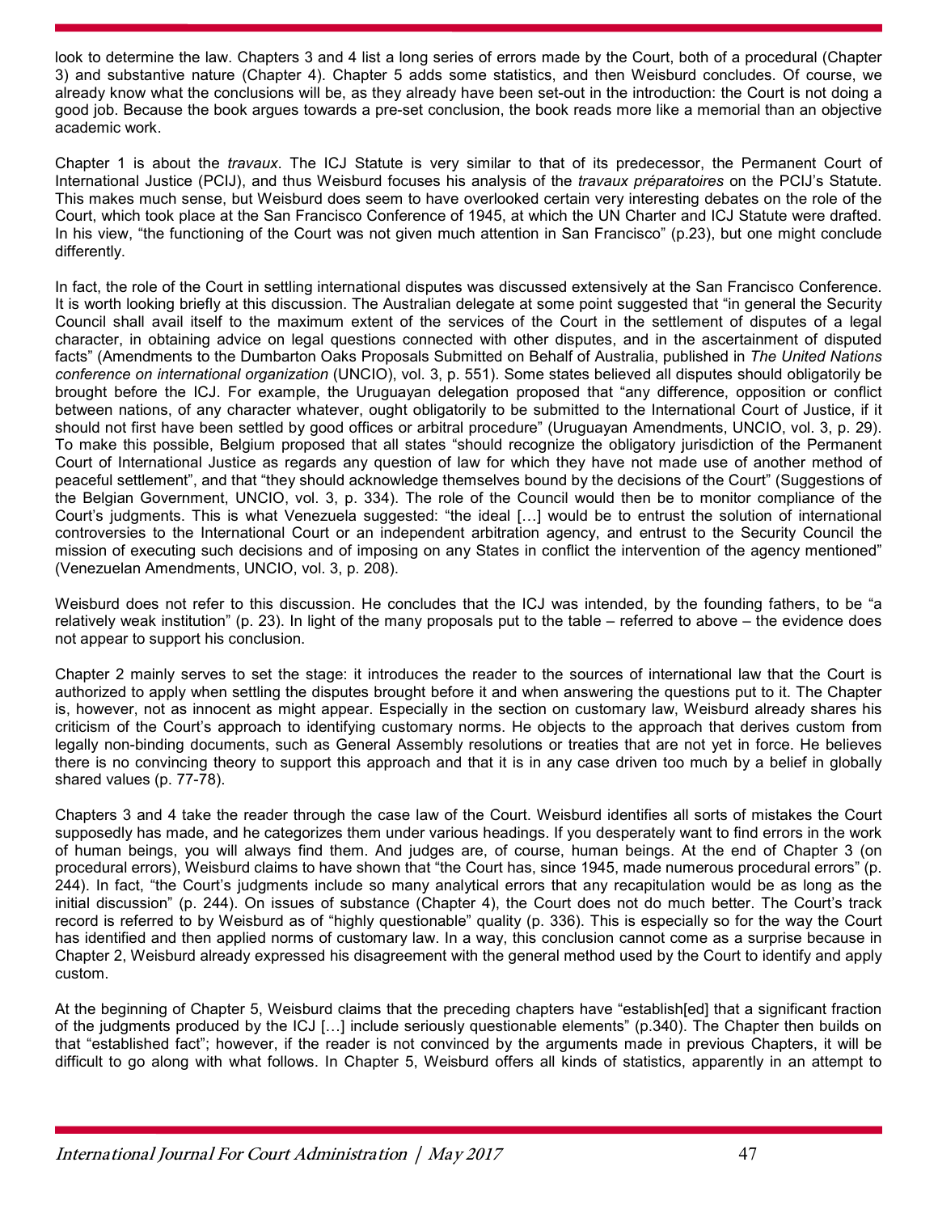look to determine the law. Chapters 3 and 4 list a long series of errors made by the Court, both of a procedural (Chapter 3) and substantive nature (Chapter 4). Chapter 5 adds some statistics, and then Weisburd concludes. Of course, we already know what the conclusions will be, as they already have been set-out in the introduction: the Court is not doing a good job. Because the book argues towards a pre-set conclusion, the book reads more like a memorial than an objective academic work.

Chapter 1 is about the *travaux*. The ICJ Statute is very similar to that of its predecessor, the Permanent Court of International Justice (PCIJ), and thus Weisburd focuses his analysis of the *travaux préparatoires* on the PCIJ's Statute. This makes much sense, but Weisburd does seem to have overlooked certain very interesting debates on the role of the Court, which took place at the San Francisco Conference of 1945, at which the UN Charter and ICJ Statute were drafted. In his view, "the functioning of the Court was not given much attention in San Francisco" (p.23), but one might conclude differently.

In fact, the role of the Court in settling international disputes was discussed extensively at the San Francisco Conference. It is worth looking briefly at this discussion. The Australian delegate at some point suggested that "in general the Security Council shall avail itself to the maximum extent of the services of the Court in the settlement of disputes of a legal character, in obtaining advice on legal questions connected with other disputes, and in the ascertainment of disputed facts" (Amendments to the Dumbarton Oaks Proposals Submitted on Behalf of Australia, published in *The United Nations conference on international organization* (UNCIO), vol. 3, p. 551). Some states believed all disputes should obligatorily be brought before the ICJ. For example, the Uruguayan delegation proposed that "any difference, opposition or conflict between nations, of any character whatever, ought obligatorily to be submitted to the International Court of Justice, if it should not first have been settled by good offices or arbitral procedure" (Uruguayan Amendments, UNCIO, vol. 3, p. 29). To make this possible, Belgium proposed that all states "should recognize the obligatory jurisdiction of the Permanent Court of International Justice as regards any question of law for which they have not made use of another method of peaceful settlement", and that "they should acknowledge themselves bound by the decisions of the Court" (Suggestions of the Belgian Government, UNCIO, vol. 3, p. 334). The role of the Council would then be to monitor compliance of the Court's judgments. This is what Venezuela suggested: "the ideal […] would be to entrust the solution of international controversies to the International Court or an independent arbitration agency, and entrust to the Security Council the mission of executing such decisions and of imposing on any States in conflict the intervention of the agency mentioned" (Venezuelan Amendments, UNCIO, vol. 3, p. 208).

Weisburd does not refer to this discussion. He concludes that the ICJ was intended, by the founding fathers, to be "a relatively weak institution" (p. 23). In light of the many proposals put to the table – referred to above – the evidence does not appear to support his conclusion.

Chapter 2 mainly serves to set the stage: it introduces the reader to the sources of international law that the Court is authorized to apply when settling the disputes brought before it and when answering the questions put to it. The Chapter is, however, not as innocent as might appear. Especially in the section on customary law, Weisburd already shares his criticism of the Court's approach to identifying customary norms. He objects to the approach that derives custom from legally non-binding documents, such as General Assembly resolutions or treaties that are not yet in force. He believes there is no convincing theory to support this approach and that it is in any case driven too much by a belief in globally shared values (p. 77-78).

Chapters 3 and 4 take the reader through the case law of the Court. Weisburd identifies all sorts of mistakes the Court supposedly has made, and he categorizes them under various headings. If you desperately want to find errors in the work of human beings, you will always find them. And judges are, of course, human beings. At the end of Chapter 3 (on procedural errors), Weisburd claims to have shown that "the Court has, since 1945, made numerous procedural errors" (p. 244). In fact, "the Court's judgments include so many analytical errors that any recapitulation would be as long as the initial discussion" (p. 244). On issues of substance (Chapter 4), the Court does not do much better. The Court's track record is referred to by Weisburd as of "highly questionable" quality (p. 336). This is especially so for the way the Court has identified and then applied norms of customary law. In a way, this conclusion cannot come as a surprise because in Chapter 2, Weisburd already expressed his disagreement with the general method used by the Court to identify and apply custom.

At the beginning of Chapter 5, Weisburd claims that the preceding chapters have "establish[ed] that a significant fraction of the judgments produced by the ICJ […] include seriously questionable elements" (p.340). The Chapter then builds on that "established fact"; however, if the reader is not convinced by the arguments made in previous Chapters, it will be difficult to go along with what follows. In Chapter 5, Weisburd offers all kinds of statistics, apparently in an attempt to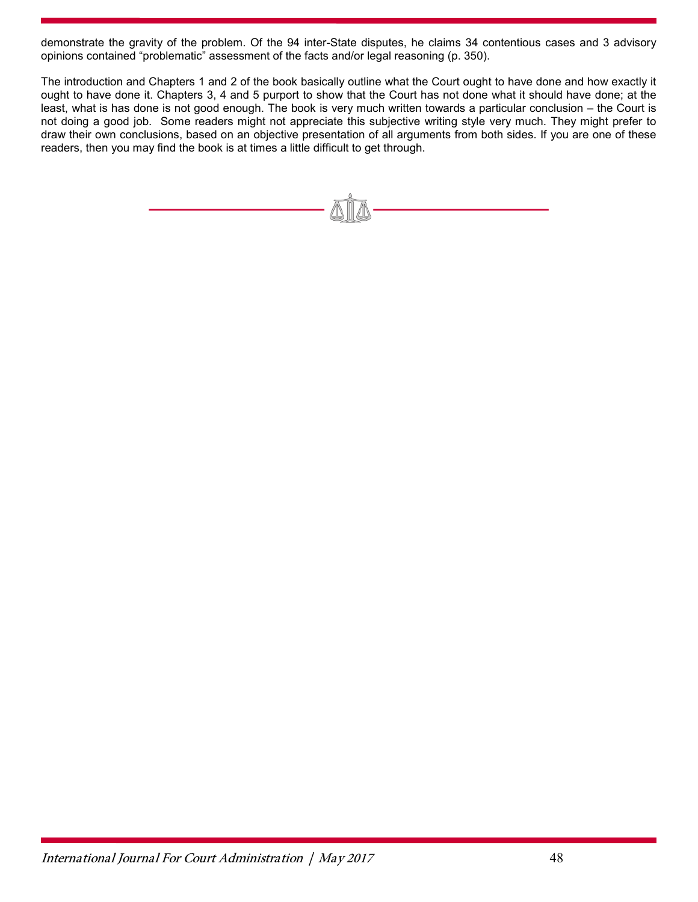demonstrate the gravity of the problem. Of the 94 inter-State disputes, he claims 34 contentious cases and 3 advisory opinions contained "problematic" assessment of the facts and/or legal reasoning (p. 350).

The introduction and Chapters 1 and 2 of the book basically outline what the Court ought to have done and how exactly it ought to have done it. Chapters 3, 4 and 5 purport to show that the Court has not done what it should have done; at the least, what is has done is not good enough. The book is very much written towards a particular conclusion – the Court is not doing a good job. Some readers might not appreciate this subjective writing style very much. They might prefer to draw their own conclusions, based on an objective presentation of all arguments from both sides. If you are one of these readers, then you may find the book is at times a little difficult to get through.